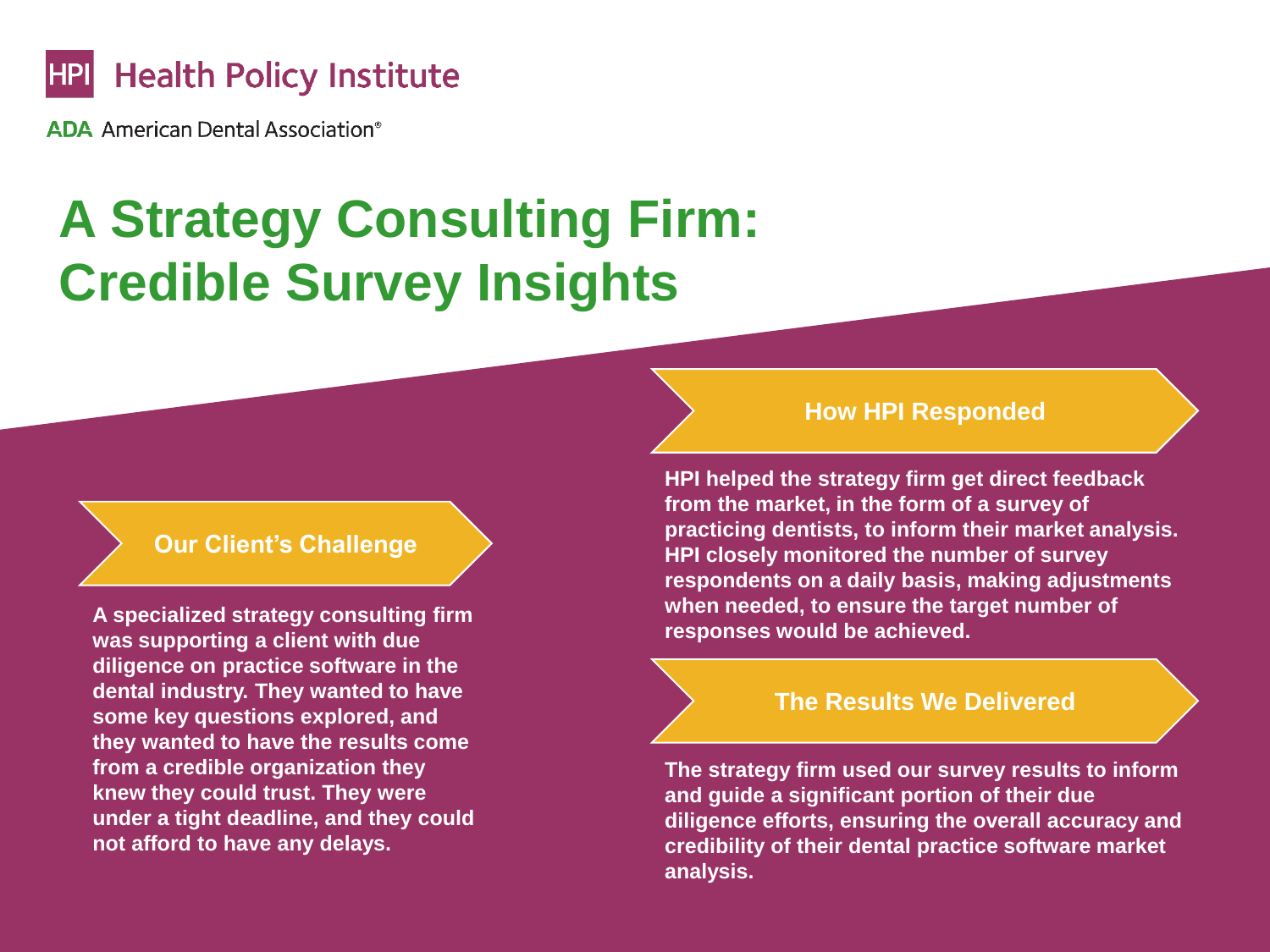HPI Health Policy Institute

ADA American Dental Association®

# A Strategy Consulting Firm: Credible Survey Insights

## Our Client's Challenge

**A specialized strategy consulting firm was supporting a client with due diligence on practice software in the dental industry. They wanted to have some key questions explored, and they wanted to have the results come from a credible organization they knew they could trust. They were under a tight deadline, and they could not afford to have any delays.**

## How HPI Responded

**HPI helped the strategy firm get direct feedback from the market, in the form of a survey of practicing dentists, to inform their market analysis. HPI closely monitored the number of survey respondents on a daily basis, making adjustments when needed, to ensure the target number of responses would be achieved.**

## The Results We Delivered

**The strategy firm used our survey results to inform and guide a significant portion of their due diligence efforts, ensuring the overall accuracy and credibility of their dental practice software market analysis.**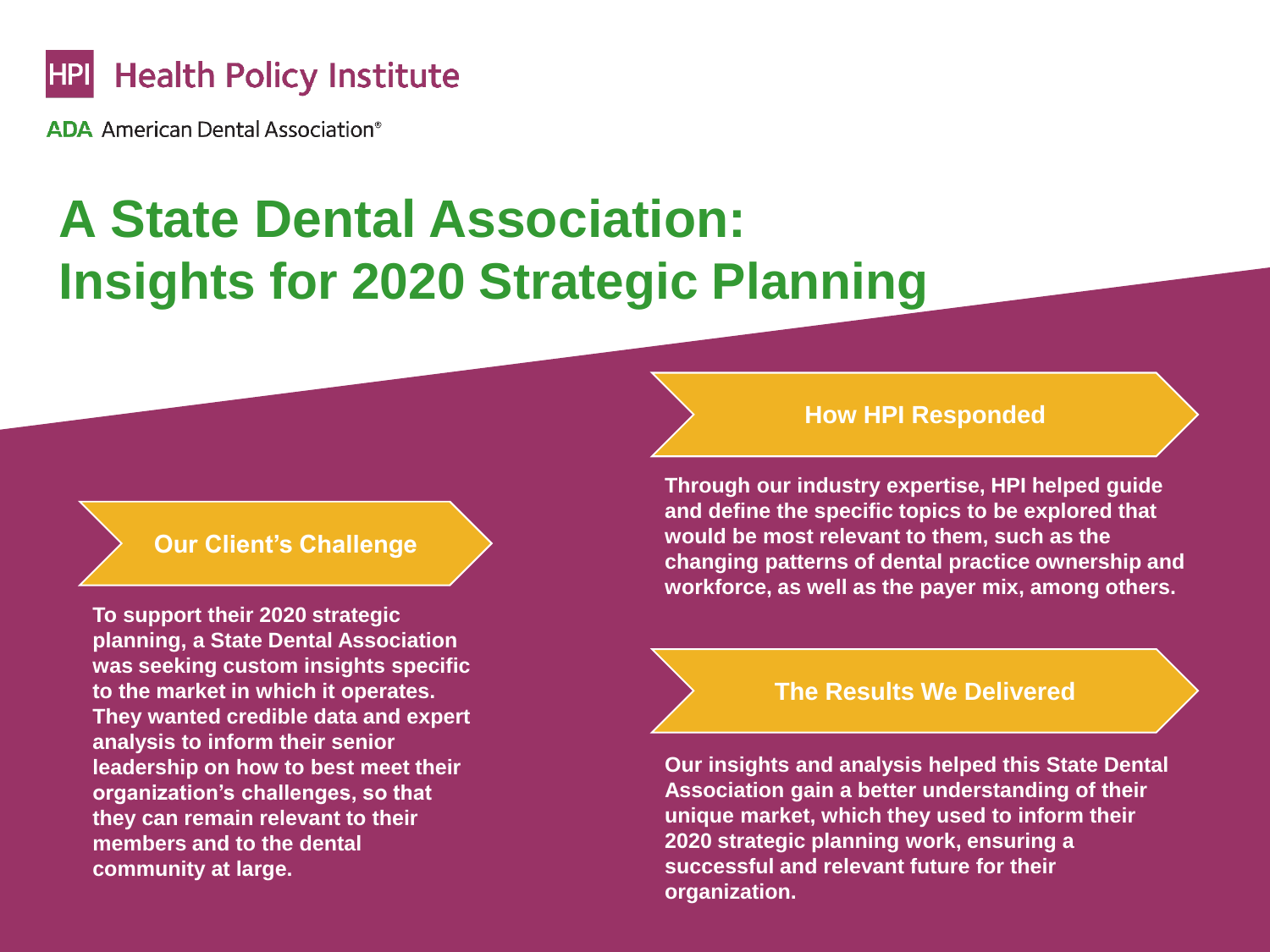HPI Health Policy Institute

ADA American Dental Association®

# A State Dental Association: Insights for 2020 Strategic Planning

## Our Client's Challenge

**To support their 2020 strategic planning, a State Dental Association was seeking custom insights specific to the market in which it operates. They wanted credible data and expert analysis to inform their senior leadership on how to best meet their organization's challenges, so that they can remain relevant to their members and to the dental community at large.**

## How HPI Responded

**Through our industry expertise, HPI helped guide and define the specific topics to be explored that would be most relevant to them, such as the changing patterns of dental practice ownership and workforce, as well as the payer mix, among others.**

## The Results We Delivered

**Our insights and analysis helped this State Dental Association gain a better understanding of their unique market, which they used to inform their 2020 strategic planning work, ensuring a successful and relevant future for their organization.**